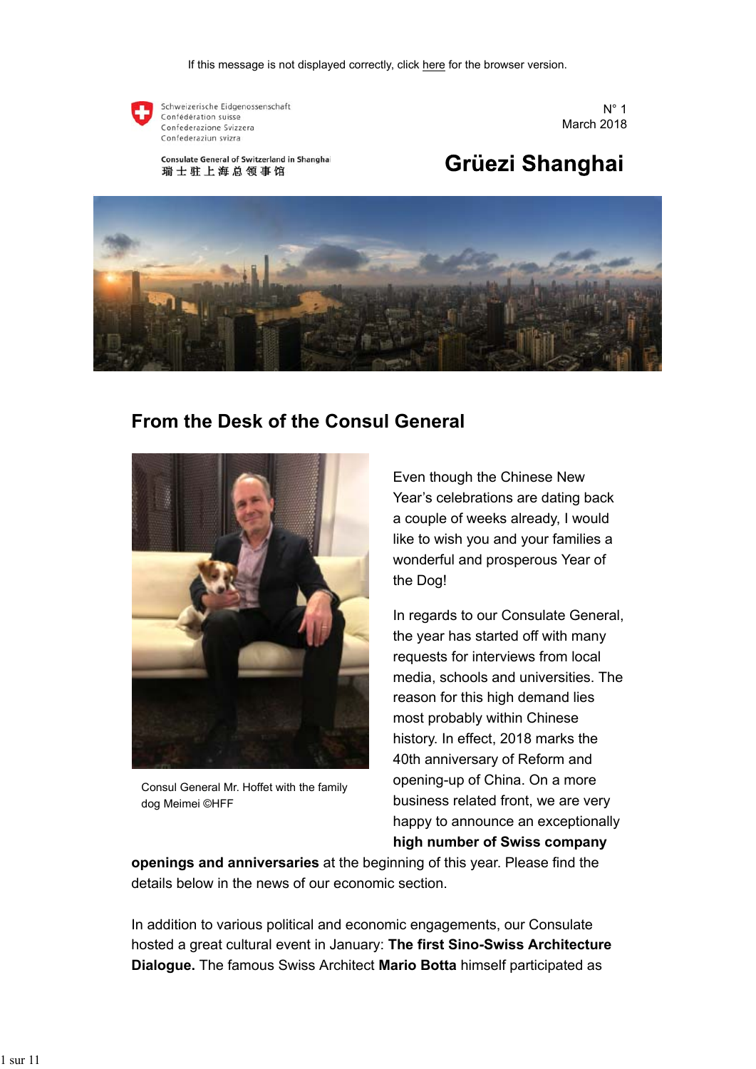If this message is not displayed correctly, click here for the browser version.

Schweizerische Eidgenossenschaft
Confédération suisse
Confederazione Svizzera
Confederaziun svizra

Consulate General of Switzerland in Shanghai
瑞士驻上海总领事馆

N° 1
March 2018

# Grüezi Shanghai

## From the Desk of the Consul General

Consul General Mr. Hoffet with the family dog Meimei ©HFF

Even though the Chinese New Year's celebrations are dating back a couple of weeks already, I would like to wish you and your families a wonderful and prosperous Year of the Dog!

In regards to our Consulate General, the year has started off with many requests for interviews from local media, schools and universities. The reason for this high demand lies most probably within Chinese history. In effect, 2018 marks the 40th anniversary of Reform and opening-up of China. On a more business related front, we are very happy to announce an exceptionally **high number of Swiss company openings and anniversaries** at the beginning of this year. Please find the details below in the news of our economic section.

In addition to various political and economic engagements, our Consulate hosted a great cultural event in January: **The first Sino-Swiss Architecture Dialogue.** The famous Swiss Architect **Mario Botta** himself participated as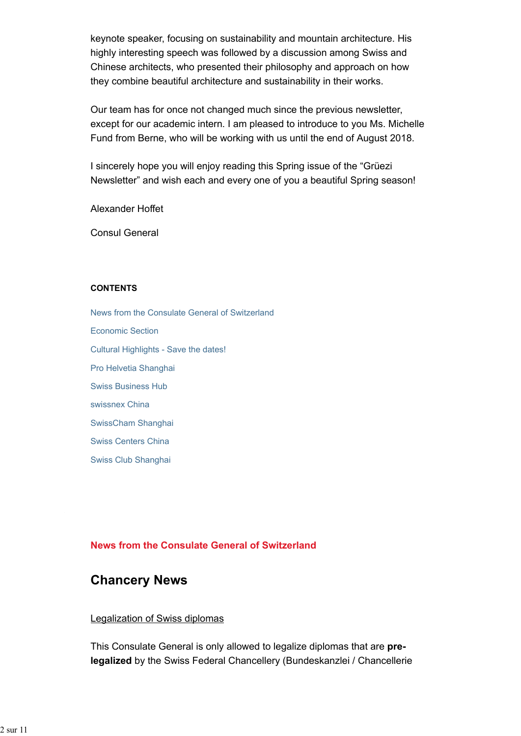keynote speaker, focusing on sustainability and mountain architecture. His highly interesting speech was followed by a discussion among Swiss and Chinese architects, who presented their philosophy and approach on how they combine beautiful architecture and sustainability in their works.

Our team has for once not changed much since the previous newsletter, except for our academic intern. I am pleased to introduce to you Ms. Michelle Fund from Berne, who will be working with us until the end of August 2018.

I sincerely hope you will enjoy reading this Spring issue of the "Grüezi Newsletter" and wish each and every one of you a beautiful Spring season!

Alexander Hoffet

Consul General

**CONTENTS**

News from the Consulate General of Switzerland

Economic Section

Cultural Highlights - Save the dates!

Pro Helvetia Shanghai

Swiss Business Hub

swissnex China

SwissCham Shanghai

Swiss Centers China

Swiss Club Shanghai

### News from the Consulate General of Switzerland

## Chancery News

Legalization of Swiss diplomas

This Consulate General is only allowed to legalize diplomas that are **pre-legalized** by the Swiss Federal Chancellery (Bundeskanzlei / Chancellerie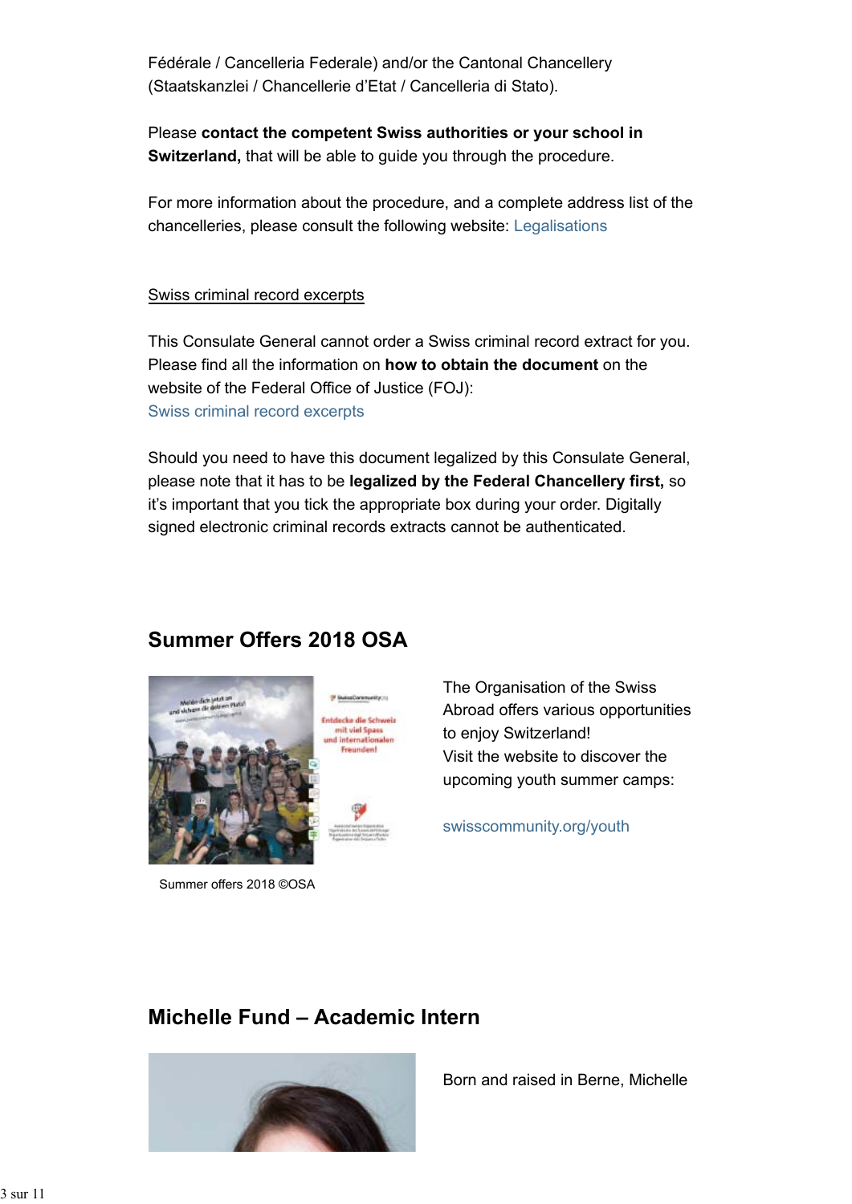Fédérale / Cancelleria Federale) and/or the Cantonal Chancellery (Staatskanzlei / Chancellerie d'Etat / Cancelleria di Stato).

Please **contact the competent Swiss authorities or your school in Switzerland,** that will be able to guide you through the procedure.

For more information about the procedure, and a complete address list of the chancelleries, please consult the following website: Legalisations

Swiss criminal record excerpts

This Consulate General cannot order a Swiss criminal record extract for you. Please find all the information on **how to obtain the document** on the website of the Federal Office of Justice (FOJ):
Swiss criminal record excerpts

Should you need to have this document legalized by this Consulate General, please note that it has to be **legalized by the Federal Chancellery first,** so it's important that you tick the appropriate box during your order. Digitally signed electronic criminal records extracts cannot be authenticated.

## Summer Offers 2018 OSA

The Organisation of the Swiss Abroad offers various opportunities to enjoy Switzerland!
Visit the website to discover the upcoming youth summer camps:

swisscommunity.org/youth

Summer offers 2018 ©OSA

## Michelle Fund – Academic Intern

Born and raised in Berne, Michelle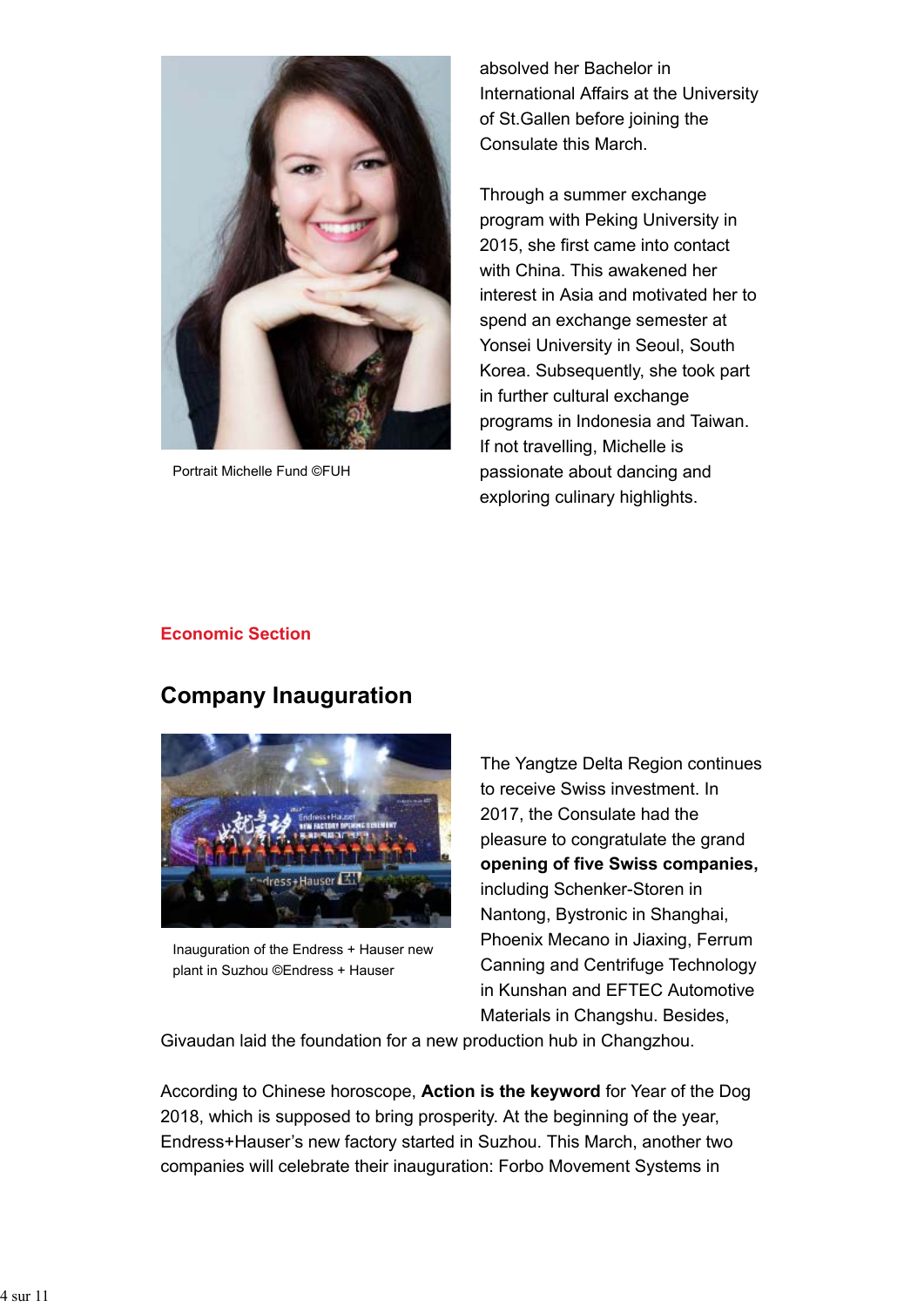absolved her Bachelor in International Affairs at the University of St.Gallen before joining the Consulate this March.

Portrait Michelle Fund ©FUH

Through a summer exchange program with Peking University in 2015, she first came into contact with China. This awakened her interest in Asia and motivated her to spend an exchange semester at Yonsei University in Seoul, South Korea. Subsequently, she took part in further cultural exchange programs in Indonesia and Taiwan. If not travelling, Michelle is passionate about dancing and exploring culinary highlights.

## Economic Section

# Company Inauguration

Inauguration of the Endress + Hauser new plant in Suzhou ©Endress + Hauser

The Yangtze Delta Region continues to receive Swiss investment. In 2017, the Consulate had the pleasure to congratulate the grand **opening of five Swiss companies,** including Schenker-Storen in Nantong, Bystronic in Shanghai, Phoenix Mecano in Jiaxing, Ferrum Canning and Centrifuge Technology in Kunshan and EFTEC Automotive Materials in Changshu. Besides, Givaudan laid the foundation for a new production hub in Changzhou.

According to Chinese horoscope, **Action is the keyword** for Year of the Dog 2018, which is supposed to bring prosperity. At the beginning of the year, Endress+Hauser's new factory started in Suzhou. This March, another two companies will celebrate their inauguration: Forbo Movement Systems in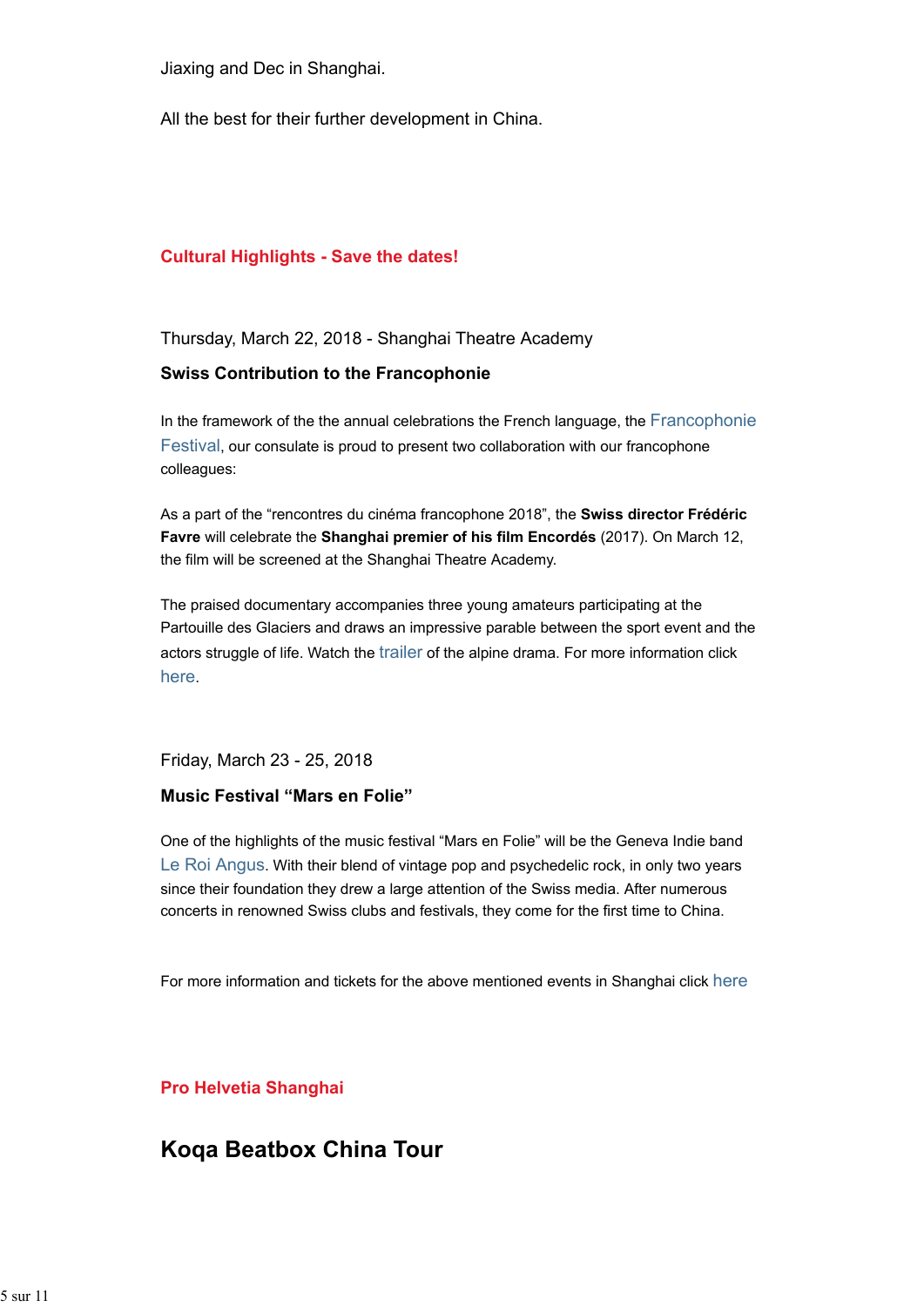Jiaxing and Dec in Shanghai.

All the best for their further development in China.

## Cultural Highlights - Save the dates!

Thursday, March 22, 2018 - Shanghai Theatre Academy

**Swiss Contribution to the Francophonie**

In the framework of the the annual celebrations the French language, the Francophonie Festival, our consulate is proud to present two collaboration with our francophone colleagues:

As a part of the “rencontres du cinéma francophone 2018”, the **Swiss director Frédéric Favre** will celebrate the **Shanghai premier of his film Encordés** (2017). On March 12, the film will be screened at the Shanghai Theatre Academy.

The praised documentary accompanies three young amateurs participating at the Partouille des Glaciers and draws an impressive parable between the sport event and the actors struggle of life. Watch the trailer of the alpine drama. For more information click here.

Friday, March 23 - 25, 2018

**Music Festival “Mars en Folie”**

One of the highlights of the music festival “Mars en Folie” will be the Geneva Indie band Le Roi Angus. With their blend of vintage pop and psychedelic rock, in only two years since their foundation they drew a large attention of the Swiss media. After numerous concerts in renowned Swiss clubs and festivals, they come for the first time to China.

For more information and tickets for the above mentioned events in Shanghai click here

## Pro Helvetia Shanghai

# Koqa Beatbox China Tour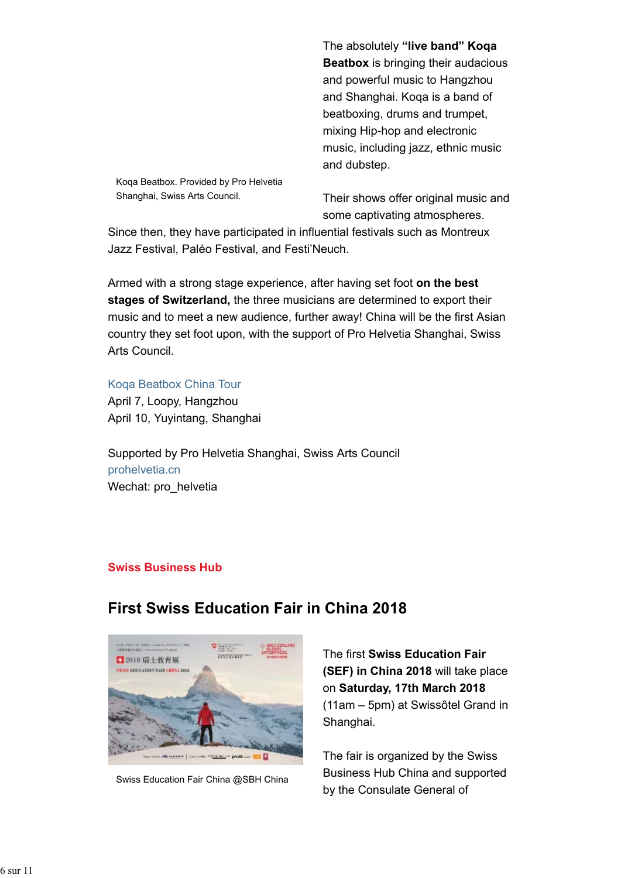The absolutely **“live band” Koqa Beatbox** is bringing their audacious and powerful music to Hangzhou and Shanghai. Koqa is a band of beatboxing, drums and trumpet, mixing Hip-hop and electronic music, including jazz, ethnic music and dubstep.

Koqa Beatbox. Provided by Pro Helvetia Shanghai, Swiss Arts Council.

Their shows offer original music and some captivating atmospheres. Since then, they have participated in influential festivals such as Montreux Jazz Festival, Paléo Festival, and Festi’Neuch.

Armed with a strong stage experience, after having set foot **on the best stages of Switzerland,** the three musicians are determined to export their music and to meet a new audience, further away! China will be the first Asian country they set foot upon, with the support of Pro Helvetia Shanghai, Swiss Arts Council.

Koqa Beatbox China Tour
April 7, Loopy, Hangzhou
April 10, Yuyintang, Shanghai

Supported by Pro Helvetia Shanghai, Swiss Arts Council
prohelvetia.cn
Wechat: pro_helvetia

**Swiss Business Hub**

## First Swiss Education Fair in China 2018

Swiss Education Fair China @SBH China

The first **Swiss Education Fair (SEF) in China 2018** will take place on **Saturday, 17th March 2018** (11am – 5pm) at Swissôtel Grand in Shanghai.

The fair is organized by the Swiss Business Hub China and supported by the Consulate General of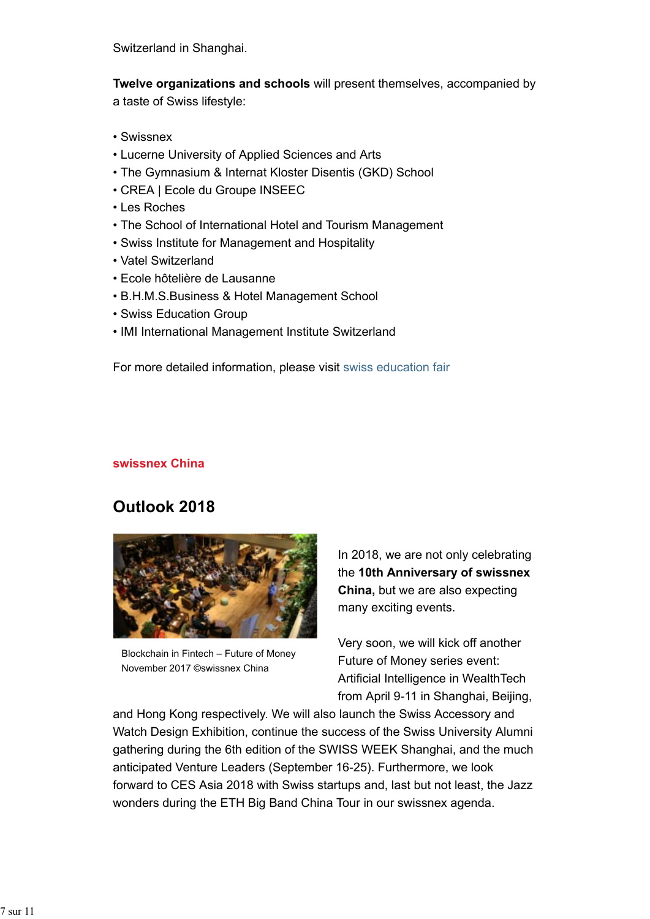Switzerland in Shanghai.

**Twelve organizations and schools** will present themselves, accompanied by a taste of Swiss lifestyle:

- Swissnex
- Lucerne University of Applied Sciences and Arts
- The Gymnasium & Internat Kloster Disentis (GKD) School
- CREA | Ecole du Groupe INSEEC
- Les Roches
- The School of International Hotel and Tourism Management
- Swiss Institute for Management and Hospitality
- Vatel Switzerland
- Ecole hôtelière de Lausanne
- B.H.M.S.Business & Hotel Management School
- Swiss Education Group
- IMI International Management Institute Switzerland

For more detailed information, please visit swiss education fair

**swissnex China**

## Outlook 2018

Blockchain in Fintech – Future of Money November 2017 ©swissnex China

In 2018, we are not only celebrating the **10th Anniversary of swissnex China,** but we are also expecting many exciting events.

Very soon, we will kick off another Future of Money series event: Artificial Intelligence in WealthTech from April 9-11 in Shanghai, Beijing, and Hong Kong respectively. We will also launch the Swiss Accessory and Watch Design Exhibition, continue the success of the Swiss University Alumni gathering during the 6th edition of the SWISS WEEK Shanghai, and the much anticipated Venture Leaders (September 16-25). Furthermore, we look forward to CES Asia 2018 with Swiss startups and, last but not least, the Jazz wonders during the ETH Big Band China Tour in our swissnex agenda.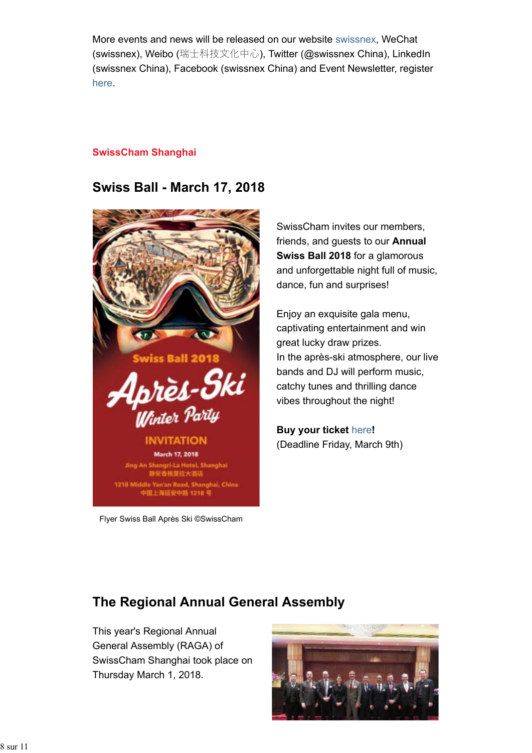More events and news will be released on our website swissnex, WeChat (swissnex), Weibo (瑞士科技文化中心), Twitter (@swissnex China), LinkedIn (swissnex China), Facebook (swissnex China) and Event Newsletter, register here.

## SwissCham Shanghai

## Swiss Ball - March 17, 2018

Flyer Swiss Ball Après Ski ©SwissCham

SwissCham invites our members, friends, and guests to our **Annual Swiss Ball 2018** for a glamorous and unforgettable night full of music, dance, fun and surprises!

Enjoy an exquisite gala menu, captivating entertainment and win great lucky draw prizes.
In the après-ski atmosphere, our live bands and DJ will perform music, catchy tunes and thrilling dance vibes throughout the night!

**Buy your ticket here!**
(Deadline Friday, March 9th)

## The Regional Annual General Assembly

This year's Regional Annual General Assembly (RAGA) of SwissCham Shanghai took place on Thursday March 1, 2018.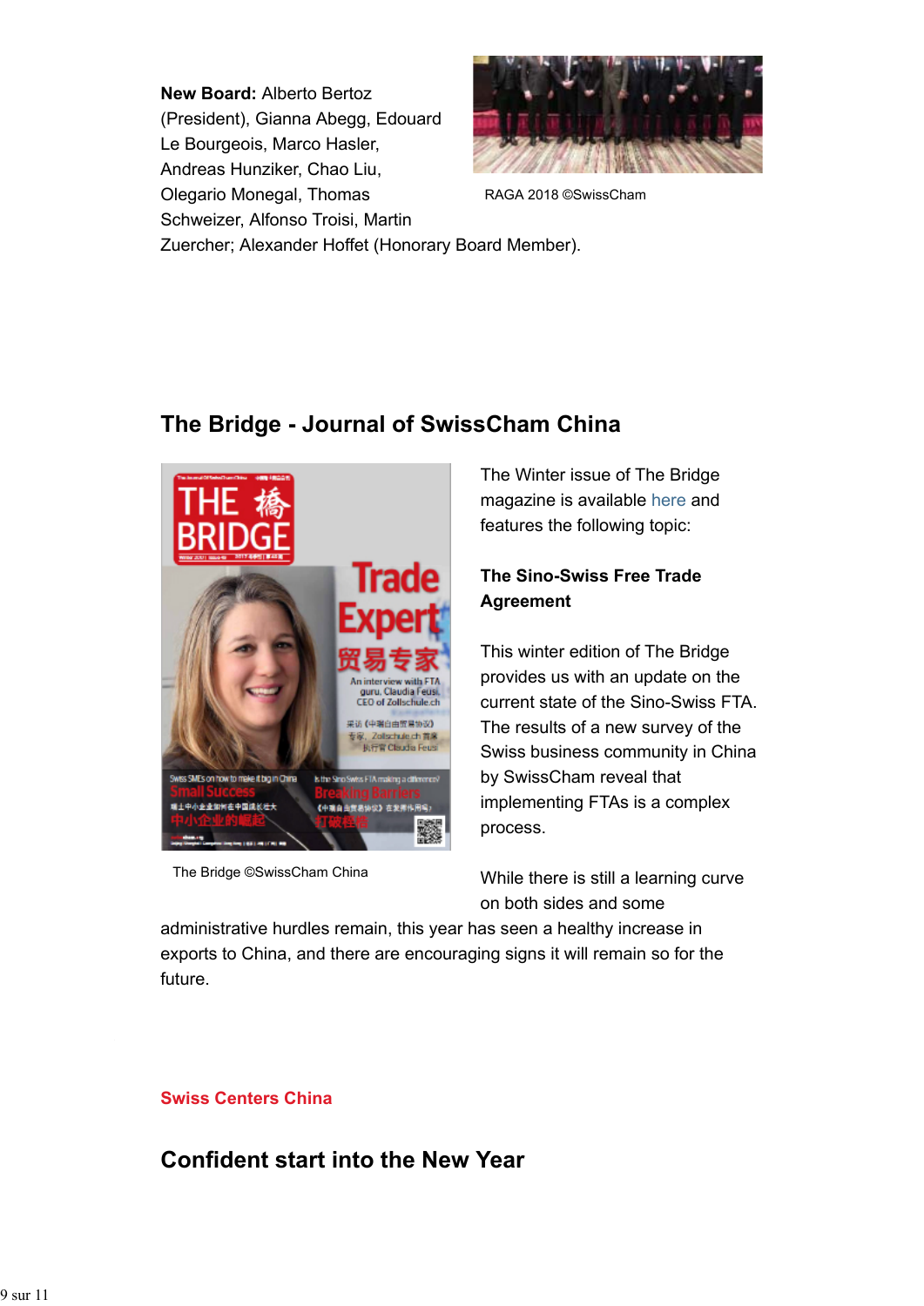**New Board:** Alberto Bertoz (President), Gianna Abegg, Edouard Le Bourgeois, Marco Hasler, Andreas Hunziker, Chao Liu, Olegario Monegal, Thomas Schweizer, Alfonso Troisi, Martin Zuercher; Alexander Hoffet (Honorary Board Member).

RAGA 2018 ©SwissCham

## The Bridge - Journal of SwissCham China

The Bridge ©SwissCham China

The Winter issue of The Bridge magazine is available here and features the following topic:

**The Sino-Swiss Free Trade Agreement**

This winter edition of The Bridge provides us with an update on the current state of the Sino-Swiss FTA. The results of a new survey of the Swiss business community in China by SwissCham reveal that implementing FTAs is a complex process.

While there is still a learning curve on both sides and some administrative hurdles remain, this year has seen a healthy increase in exports to China, and there are encouraging signs it will remain so for the future.

**Swiss Centers China**

## Confident start into the New Year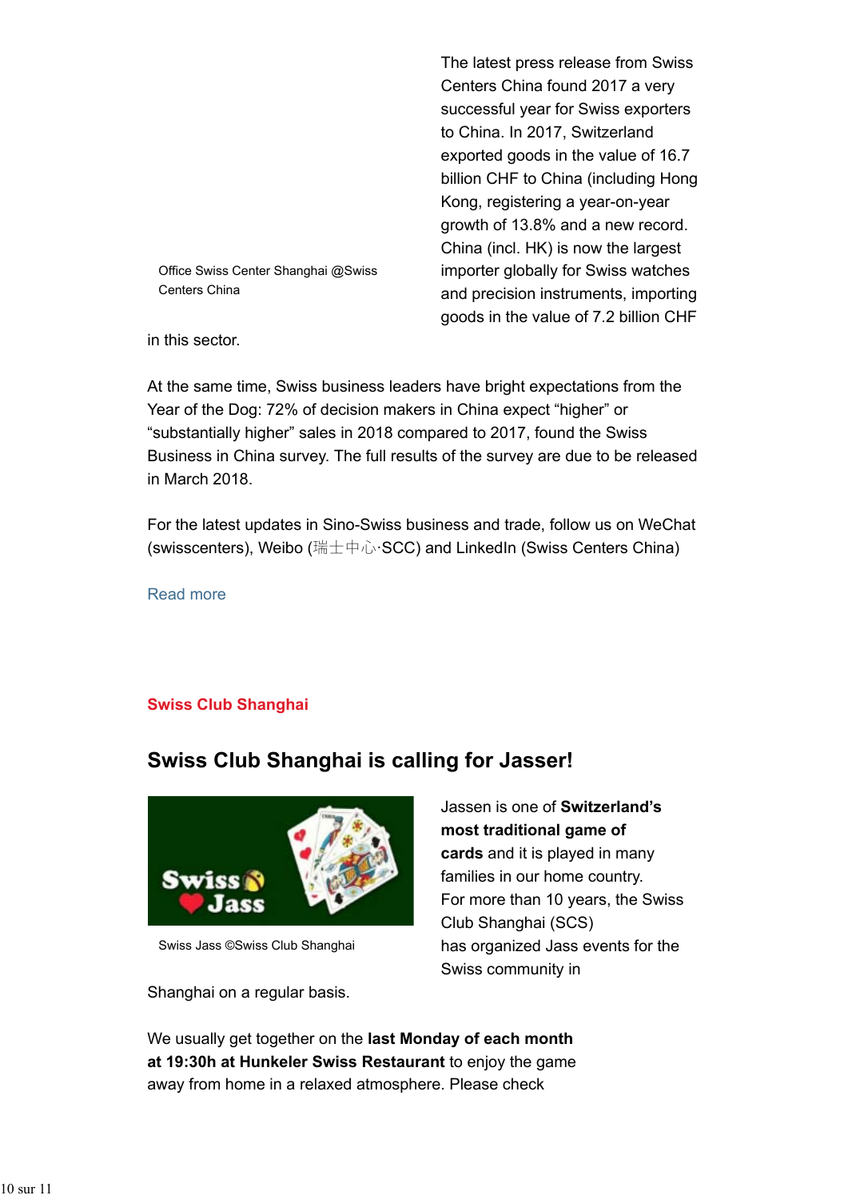The latest press release from Swiss Centers China found 2017 a very successful year for Swiss exporters to China. In 2017, Switzerland exported goods in the value of 16.7 billion CHF to China (including Hong Kong, registering a year-on-year growth of 13.8% and a new record. China (incl. HK) is now the largest importer globally for Swiss watches and precision instruments, importing goods in the value of 7.2 billion CHF in this sector.

Office Swiss Center Shanghai @Swiss Centers China

At the same time, Swiss business leaders have bright expectations from the Year of the Dog: 72% of decision makers in China expect “higher” or “substantially higher” sales in 2018 compared to 2017, found the Swiss Business in China survey. The full results of the survey are due to be released in March 2018.

For the latest updates in Sino-Swiss business and trade, follow us on WeChat (swisscenters), Weibo (瑞士中心·SCC) and LinkedIn (Swiss Centers China)

Read more

**Swiss Club Shanghai**

## Swiss Club Shanghai is calling for Jasser!

Swiss Jass ©Swiss Club Shanghai

Jassen is one of **Switzerland’s most traditional game of cards** and it is played in many families in our home country. For more than 10 years, the Swiss Club Shanghai (SCS) has organized Jass events for the Swiss community in Shanghai on a regular basis.

We usually get together on the **last Monday of each month at 19:30h at Hunkeler Swiss Restaurant** to enjoy the game away from home in a relaxed atmosphere. Please check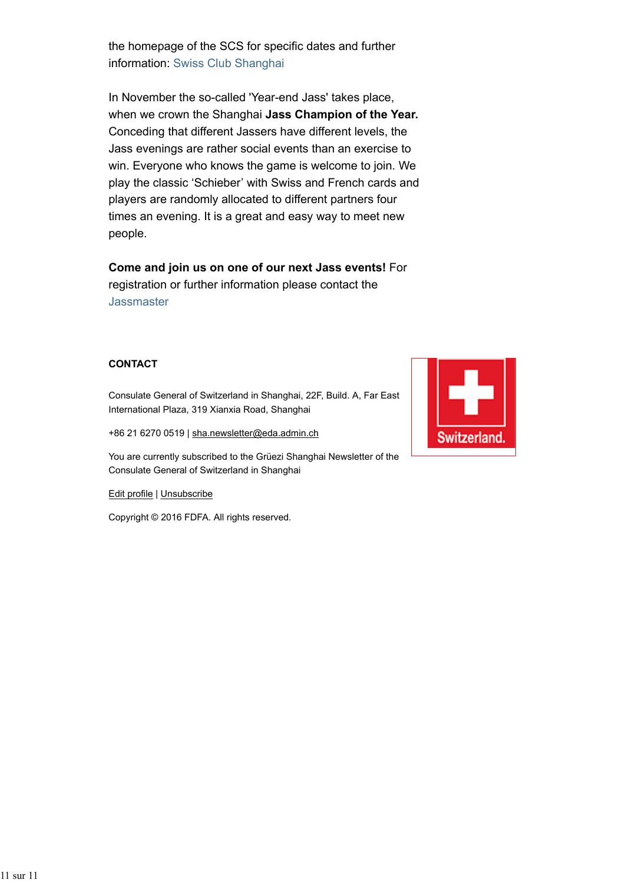the homepage of the SCS for specific dates and further information: Swiss Club Shanghai

In November the so-called 'Year-end Jass' takes place, when we crown the Shanghai **Jass Champion of the Year.** Conceding that different Jassers have different levels, the Jass evenings are rather social events than an exercise to win. Everyone who knows the game is welcome to join. We play the classic 'Schieber' with Swiss and French cards and players are randomly allocated to different partners four times an evening. It is a great and easy way to meet new people.

**Come and join us on one of our next Jass events!** For registration or further information please contact the Jassmaster

**CONTACT**

Consulate General of Switzerland in Shanghai, 22F, Build. A, Far East International Plaza, 319 Xianxia Road, Shanghai

+86 21 6270 0519 | sha.newsletter@eda.admin.ch

You are currently subscribed to the Grüezi Shanghai Newsletter of the Consulate General of Switzerland in Shanghai

Edit profile | Unsubscribe

Copyright © 2016 FDFA. All rights reserved.

Switzerland.